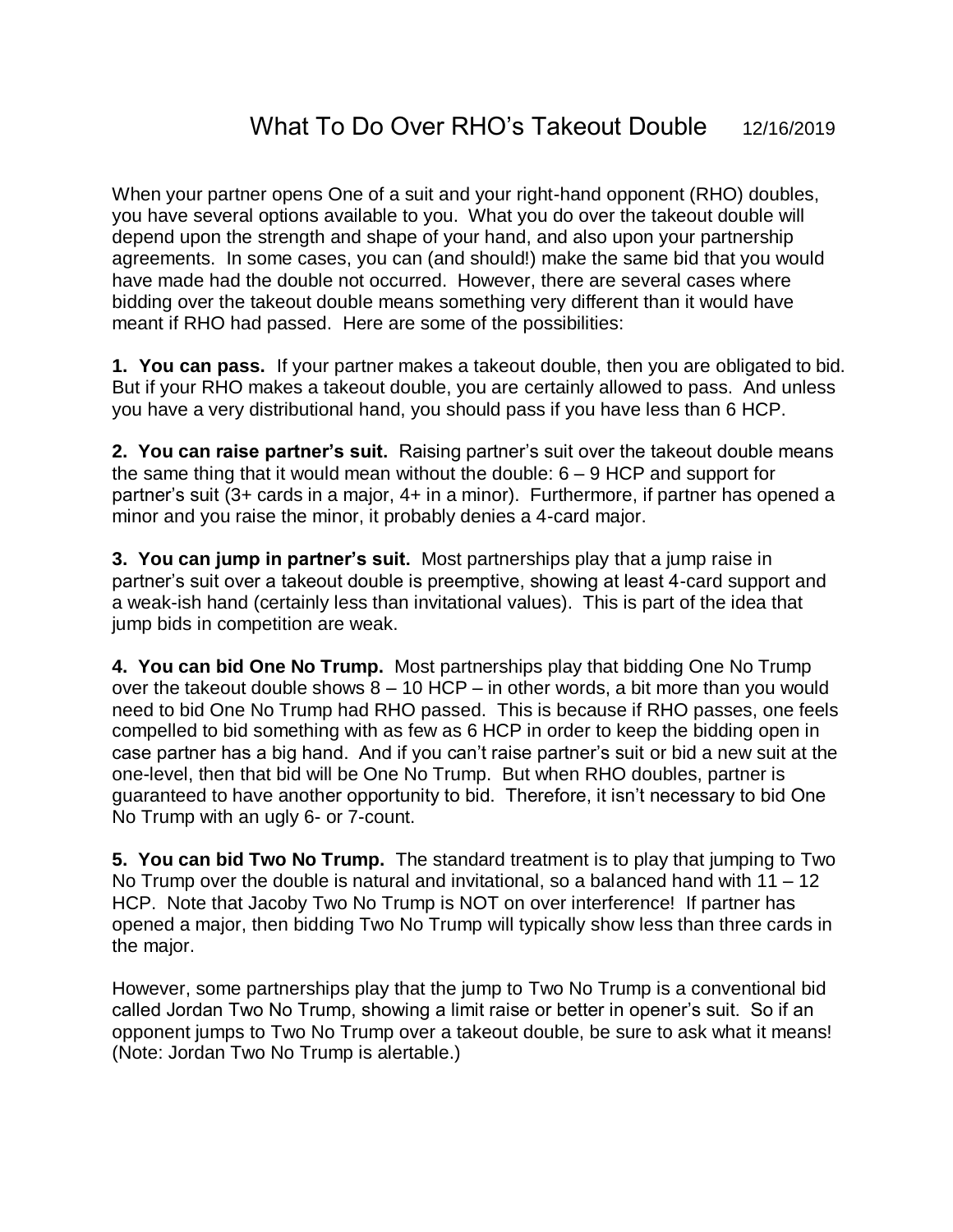# What To Do Over RHO's Takeout Double 12/16/2019

When your partner opens One of a suit and your right-hand opponent (RHO) doubles, you have several options available to you. What you do over the takeout double will depend upon the strength and shape of your hand, and also upon your partnership agreements. In some cases, you can (and should!) make the same bid that you would have made had the double not occurred. However, there are several cases where bidding over the takeout double means something very different than it would have meant if RHO had passed. Here are some of the possibilities:

**1. You can pass.** If your partner makes a takeout double, then you are obligated to bid. But if your RHO makes a takeout double, you are certainly allowed to pass. And unless you have a very distributional hand, you should pass if you have less than 6 HCP.

**2. You can raise partner's suit.** Raising partner's suit over the takeout double means the same thing that it would mean without the double: 6 – 9 HCP and support for partner's suit (3+ cards in a major, 4+ in a minor). Furthermore, if partner has opened a minor and you raise the minor, it probably denies a 4-card major.

**3. You can jump in partner's suit.** Most partnerships play that a jump raise in partner's suit over a takeout double is preemptive, showing at least 4-card support and a weak-ish hand (certainly less than invitational values). This is part of the idea that jump bids in competition are weak.

**4. You can bid One No Trump.** Most partnerships play that bidding One No Trump over the takeout double shows 8 – 10 HCP – in other words, a bit more than you would need to bid One No Trump had RHO passed. This is because if RHO passes, one feels compelled to bid something with as few as 6 HCP in order to keep the bidding open in case partner has a big hand. And if you can't raise partner's suit or bid a new suit at the one-level, then that bid will be One No Trump. But when RHO doubles, partner is guaranteed to have another opportunity to bid. Therefore, it isn't necessary to bid One No Trump with an ugly 6- or 7-count.

**5. You can bid Two No Trump.** The standard treatment is to play that jumping to Two No Trump over the double is natural and invitational, so a balanced hand with 11 – 12 HCP. Note that Jacoby Two No Trump is NOT on over interference! If partner has opened a major, then bidding Two No Trump will typically show less than three cards in the major.

However, some partnerships play that the jump to Two No Trump is a conventional bid called Jordan Two No Trump, showing a limit raise or better in opener's suit. So if an opponent jumps to Two No Trump over a takeout double, be sure to ask what it means! (Note: Jordan Two No Trump is alertable.)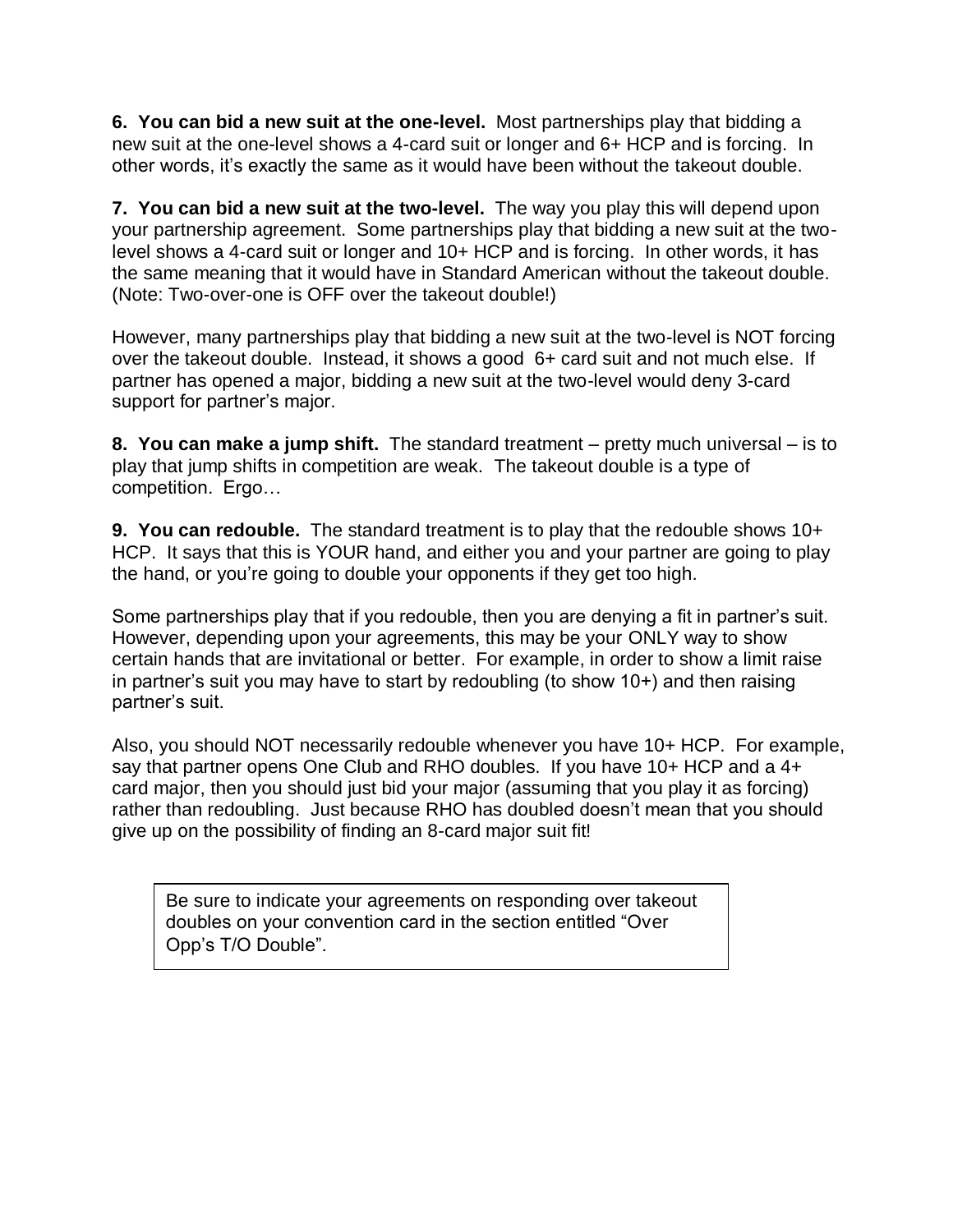**6. You can bid a new suit at the one-level.** Most partnerships play that bidding a new suit at the one-level shows a 4-card suit or longer and 6+ HCP and is forcing. In other words, it's exactly the same as it would have been without the takeout double.

**7. You can bid a new suit at the two-level.** The way you play this will depend upon your partnership agreement. Some partnerships play that bidding a new suit at the two-level shows a 4-card suit or longer and 10+ HCP and is forcing. In other words, it has the same meaning that it would have in Standard American without the takeout double. (Note: Two-over-one is OFF over the takeout double!)

However, many partnerships play that bidding a new suit at the two-level is NOT forcing over the takeout double. Instead, it shows a good 6+ card suit and not much else. If partner has opened a major, bidding a new suit at the two-level would deny 3-card support for partner's major.

**8. You can make a jump shift.** The standard treatment – pretty much universal – is to play that jump shifts in competition are weak. The takeout double is a type of competition. Ergo…

**9. You can redouble.** The standard treatment is to play that the redouble shows 10+ HCP. It says that this is YOUR hand, and either you and your partner are going to play the hand, or you're going to double your opponents if they get too high.

Some partnerships play that if you redouble, then you are denying a fit in partner's suit. However, depending upon your agreements, this may be your ONLY way to show certain hands that are invitational or better. For example, in order to show a limit raise in partner's suit you may have to start by redoubling (to show 10+) and then raising partner's suit.

Also, you should NOT necessarily redouble whenever you have 10+ HCP. For example, say that partner opens One Club and RHO doubles. If you have 10+ HCP and a 4+ card major, then you should just bid your major (assuming that you play it as forcing) rather than redoubling. Just because RHO has doubled doesn't mean that you should give up on the possibility of finding an 8-card major suit fit!

> Be sure to indicate your agreements on responding over takeout doubles on your convention card in the section entitled "Over Opp's T/O Double".